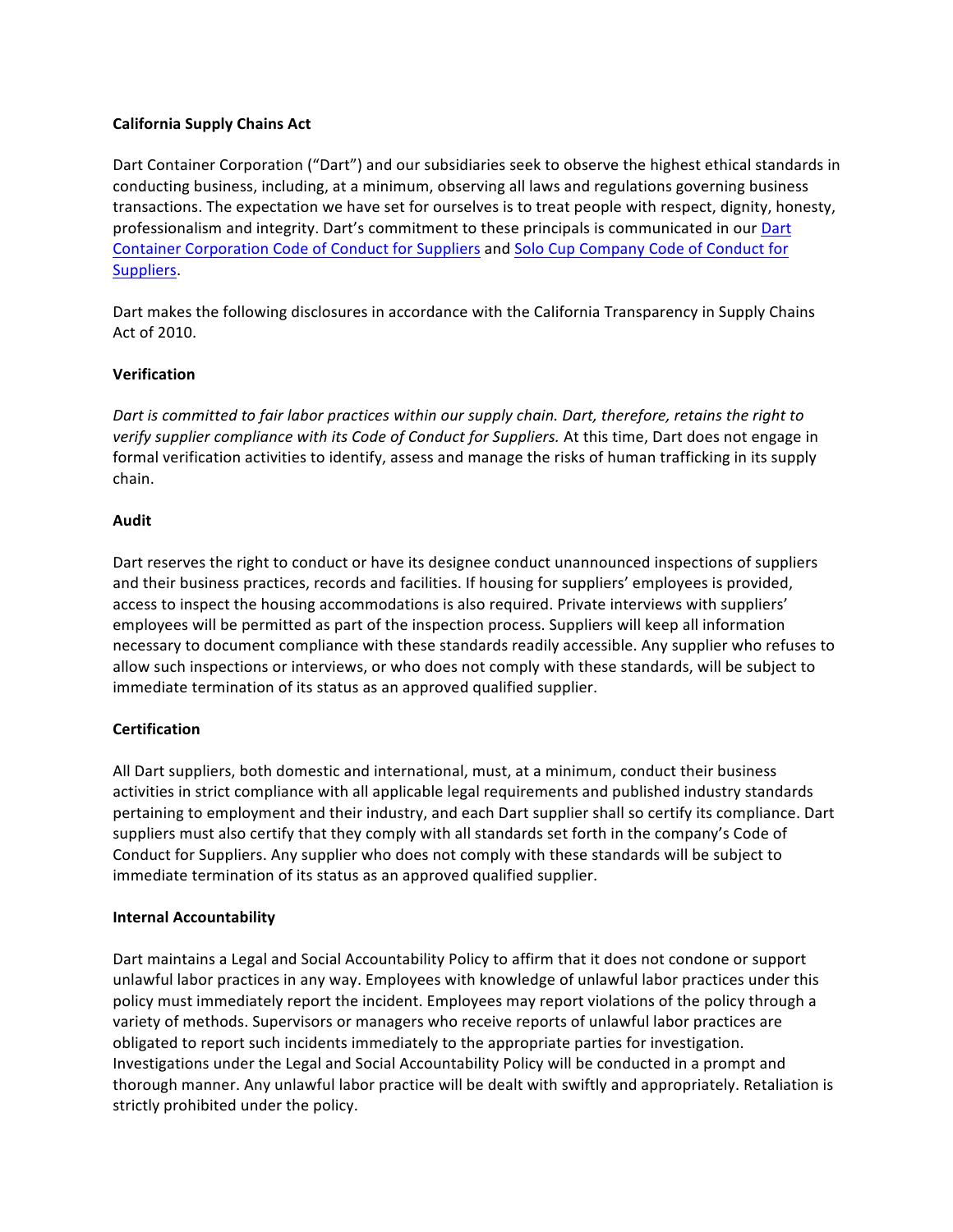**California Supply Chains Act**

Dart Container Corporation ("Dart") and our subsidiaries seek to observe the highest ethical standards in conducting business, including, at a minimum, observing all laws and regulations governing business transactions. The expectation we have set for ourselves is to treat people with respect, dignity, honesty, professionalism and integrity. Dart's commitment to these principals is communicated in our Dart Container Corporation Code of Conduct for Suppliers and Solo Cup Company Code of Conduct for Suppliers.

Dart makes the following disclosures in accordance with the California Transparency in Supply Chains Act of 2010.

**Verification**

*Dart is committed to fair labor practices within our supply chain. Dart, therefore, retains the right to verify supplier compliance with its Code of Conduct for Suppliers.* At this time, Dart does not engage in formal verification activities to identify, assess and manage the risks of human trafficking in its supply chain.

**Audit**

Dart reserves the right to conduct or have its designee conduct unannounced inspections of suppliers and their business practices, records and facilities. If housing for suppliers' employees is provided, access to inspect the housing accommodations is also required. Private interviews with suppliers' employees will be permitted as part of the inspection process. Suppliers will keep all information necessary to document compliance with these standards readily accessible. Any supplier who refuses to allow such inspections or interviews, or who does not comply with these standards, will be subject to immediate termination of its status as an approved qualified supplier.

**Certification**

All Dart suppliers, both domestic and international, must, at a minimum, conduct their business activities in strict compliance with all applicable legal requirements and published industry standards pertaining to employment and their industry, and each Dart supplier shall so certify its compliance. Dart suppliers must also certify that they comply with all standards set forth in the company's Code of Conduct for Suppliers. Any supplier who does not comply with these standards will be subject to immediate termination of its status as an approved qualified supplier.

**Internal Accountability**

Dart maintains a Legal and Social Accountability Policy to affirm that it does not condone or support unlawful labor practices in any way. Employees with knowledge of unlawful labor practices under this policy must immediately report the incident. Employees may report violations of the policy through a variety of methods. Supervisors or managers who receive reports of unlawful labor practices are obligated to report such incidents immediately to the appropriate parties for investigation. Investigations under the Legal and Social Accountability Policy will be conducted in a prompt and thorough manner. Any unlawful labor practice will be dealt with swiftly and appropriately. Retaliation is strictly prohibited under the policy.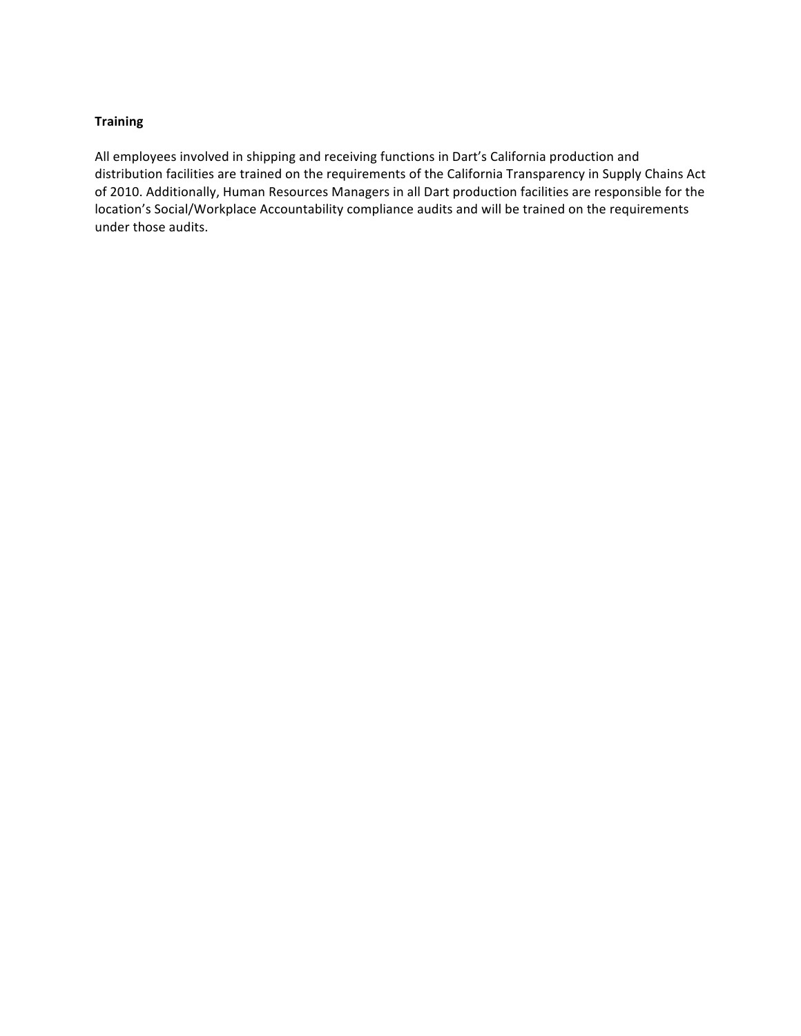**Training**

All employees involved in shipping and receiving functions in Dart's California production and distribution facilities are trained on the requirements of the California Transparency in Supply Chains Act of 2010. Additionally, Human Resources Managers in all Dart production facilities are responsible for the location's Social/Workplace Accountability compliance audits and will be trained on the requirements under those audits.